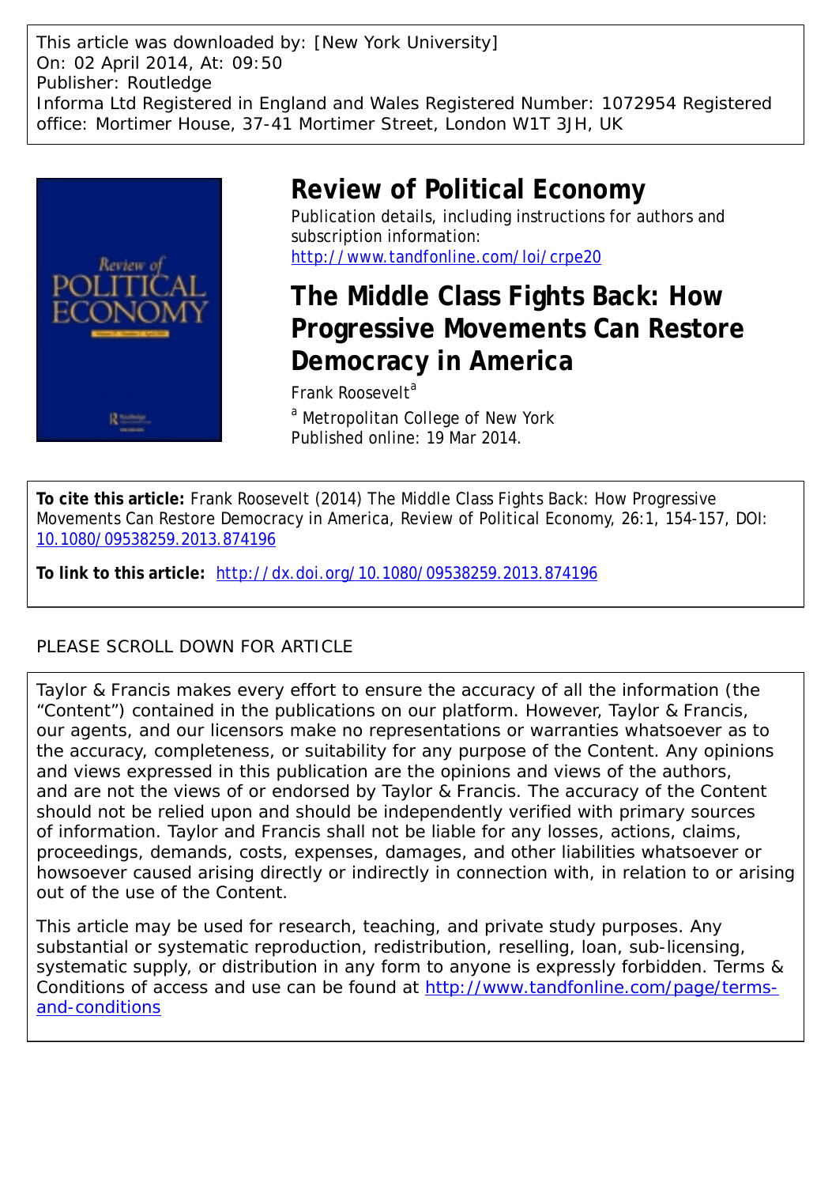This article was downloaded by: [New York University]
On: 02 April 2014, At: 09:50
Publisher: Routledge
Informa Ltd Registered in England and Wales Registered Number: 1072954 Registered office: Mortimer House, 37-41 Mortimer Street, London W1T 3JH, UK

# Review of Political Economy

Publication details, including instructions for authors and subscription information:
http://www.tandfonline.com/loi/crpe20

# The Middle Class Fights Back: How Progressive Movements Can Restore Democracy in America

Frank Roosevelt[a]

[a] Metropolitan College of New York
Published online: 19 Mar 2014.

**To cite this article:** Frank Roosevelt (2014) The Middle Class Fights Back: How Progressive Movements Can Restore Democracy in America, Review of Political Economy, 26:1, 154-157, DOI: 10.1080/09538259.2013.874196

**To link to this article:** http://dx.doi.org/10.1080/09538259.2013.874196

PLEASE SCROLL DOWN FOR ARTICLE

Taylor & Francis makes every effort to ensure the accuracy of all the information (the "Content") contained in the publications on our platform. However, Taylor & Francis, our agents, and our licensors make no representations or warranties whatsoever as to the accuracy, completeness, or suitability for any purpose of the Content. Any opinions and views expressed in this publication are the opinions and views of the authors, and are not the views of or endorsed by Taylor & Francis. The accuracy of the Content should not be relied upon and should be independently verified with primary sources of information. Taylor and Francis shall not be liable for any losses, actions, claims, proceedings, demands, costs, expenses, damages, and other liabilities whatsoever or howsoever caused arising directly or indirectly in connection with, in relation to or arising out of the use of the Content.

This article may be used for research, teaching, and private study purposes. Any substantial or systematic reproduction, redistribution, reselling, loan, sub-licensing, systematic supply, or distribution in any form to anyone is expressly forbidden. Terms & Conditions of access and use can be found at http://www.tandfonline.com/page/terms-and-conditions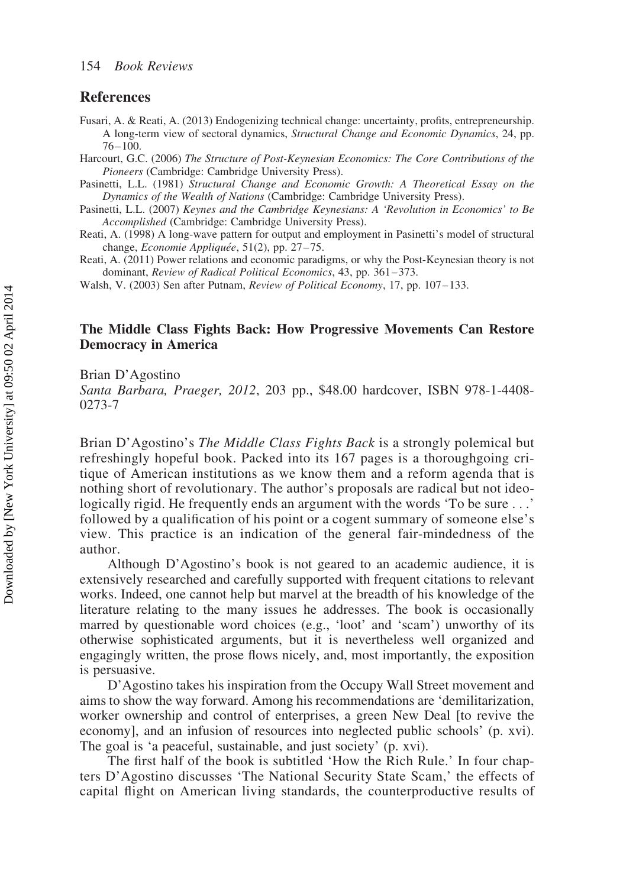## References

Fusari, A. & Reati, A. (2013) Endogenizing technical change: uncertainty, profits, entrepreneurship. A long-term view of sectoral dynamics, *Structural Change and Economic Dynamics*, 24, pp. 76–100.

Harcourt, G.C. (2006) *The Structure of Post-Keynesian Economics: The Core Contributions of the Pioneers* (Cambridge: Cambridge University Press).

Pasinetti, L.L. (1981) *Structural Change and Economic Growth: A Theoretical Essay on the Dynamics of the Wealth of Nations* (Cambridge: Cambridge University Press).

Pasinetti, L.L. (2007) *Keynes and the Cambridge Keynesians: A 'Revolution in Economics' to Be Accomplished* (Cambridge: Cambridge University Press).

Reati, A. (1998) A long-wave pattern for output and employment in Pasinetti's model of structural change, *Economie Appliquée*, 51(2), pp. 27–75.

Reati, A. (2011) Power relations and economic paradigms, or why the Post-Keynesian theory is not dominant, *Review of Radical Political Economics*, 43, pp. 361–373.

Walsh, V. (2003) Sen after Putnam, *Review of Political Economy*, 17, pp. 107–133.

### The Middle Class Fights Back: How Progressive Movements Can Restore Democracy in America

Brian D'Agostino

*Santa Barbara, Praeger, 2012*, 203 pp., $48.00 hardcover, ISBN 978-1-4408-0273-7

Brian D'Agostino's *The Middle Class Fights Back* is a strongly polemical but refreshingly hopeful book. Packed into its 167 pages is a thoroughgoing critique of American institutions as we know them and a reform agenda that is nothing short of revolutionary. The author's proposals are radical but not ideologically rigid. He frequently ends an argument with the words 'To be sure . . .' followed by a qualification of his point or a cogent summary of someone else's view. This practice is an indication of the general fair-mindedness of the author.

Although D'Agostino's book is not geared to an academic audience, it is extensively researched and carefully supported with frequent citations to relevant works. Indeed, one cannot help but marvel at the breadth of his knowledge of the literature relating to the many issues he addresses. The book is occasionally marred by questionable word choices (e.g., 'loot' and 'scam') unworthy of its otherwise sophisticated arguments, but it is nevertheless well organized and engagingly written, the prose flows nicely, and, most importantly, the exposition is persuasive.

D'Agostino takes his inspiration from the Occupy Wall Street movement and aims to show the way forward. Among his recommendations are 'demilitarization, worker ownership and control of enterprises, a green New Deal [to revive the economy], and an infusion of resources into neglected public schools' (p. xvi). The goal is 'a peaceful, sustainable, and just society' (p. xvi).

The first half of the book is subtitled 'How the Rich Rule.' In four chapters D'Agostino discusses 'The National Security State Scam,' the effects of capital flight on American living standards, the counterproductive results of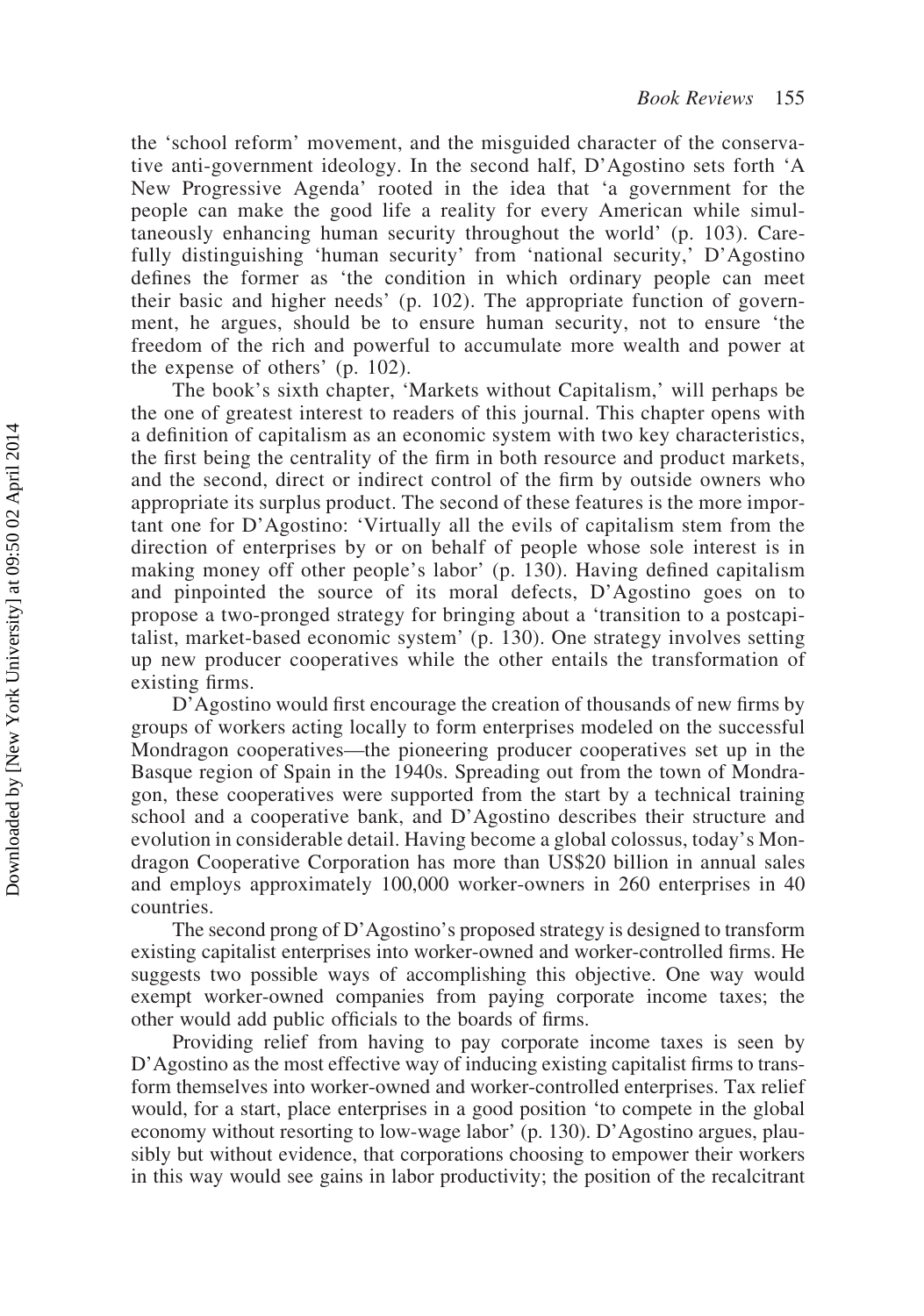the 'school reform' movement, and the misguided character of the conservative anti-government ideology. In the second half, D'Agostino sets forth 'A New Progressive Agenda' rooted in the idea that 'a government for the people can make the good life a reality for every American while simultaneously enhancing human security throughout the world' (p. 103). Carefully distinguishing 'human security' from 'national security,' D'Agostino defines the former as 'the condition in which ordinary people can meet their basic and higher needs' (p. 102). The appropriate function of government, he argues, should be to ensure human security, not to ensure 'the freedom of the rich and powerful to accumulate more wealth and power at the expense of others' (p. 102).

The book's sixth chapter, 'Markets without Capitalism,' will perhaps be the one of greatest interest to readers of this journal. This chapter opens with a definition of capitalism as an economic system with two key characteristics, the first being the centrality of the firm in both resource and product markets, and the second, direct or indirect control of the firm by outside owners who appropriate its surplus product. The second of these features is the more important one for D'Agostino: 'Virtually all the evils of capitalism stem from the direction of enterprises by or on behalf of people whose sole interest is in making money off other people's labor' (p. 130). Having defined capitalism and pinpointed the source of its moral defects, D'Agostino goes on to propose a two-pronged strategy for bringing about a 'transition to a postcapitalist, market-based economic system' (p. 130). One strategy involves setting up new producer cooperatives while the other entails the transformation of existing firms.

D'Agostino would first encourage the creation of thousands of new firms by groups of workers acting locally to form enterprises modeled on the successful Mondragon cooperatives—the pioneering producer cooperatives set up in the Basque region of Spain in the 1940s. Spreading out from the town of Mondragon, these cooperatives were supported from the start by a technical training school and a cooperative bank, and D'Agostino describes their structure and evolution in considerable detail. Having become a global colossus, today's Mondragon Cooperative Corporation has more than US$20 billion in annual sales and employs approximately 100,000 worker-owners in 260 enterprises in 40 countries.

The second prong of D'Agostino's proposed strategy is designed to transform existing capitalist enterprises into worker-owned and worker-controlled firms. He suggests two possible ways of accomplishing this objective. One way would exempt worker-owned companies from paying corporate income taxes; the other would add public officials to the boards of firms.

Providing relief from having to pay corporate income taxes is seen by D'Agostino as the most effective way of inducing existing capitalist firms to transform themselves into worker-owned and worker-controlled enterprises. Tax relief would, for a start, place enterprises in a good position 'to compete in the global economy without resorting to low-wage labor' (p. 130). D'Agostino argues, plausibly but without evidence, that corporations choosing to empower their workers in this way would see gains in labor productivity; the position of the recalcitrant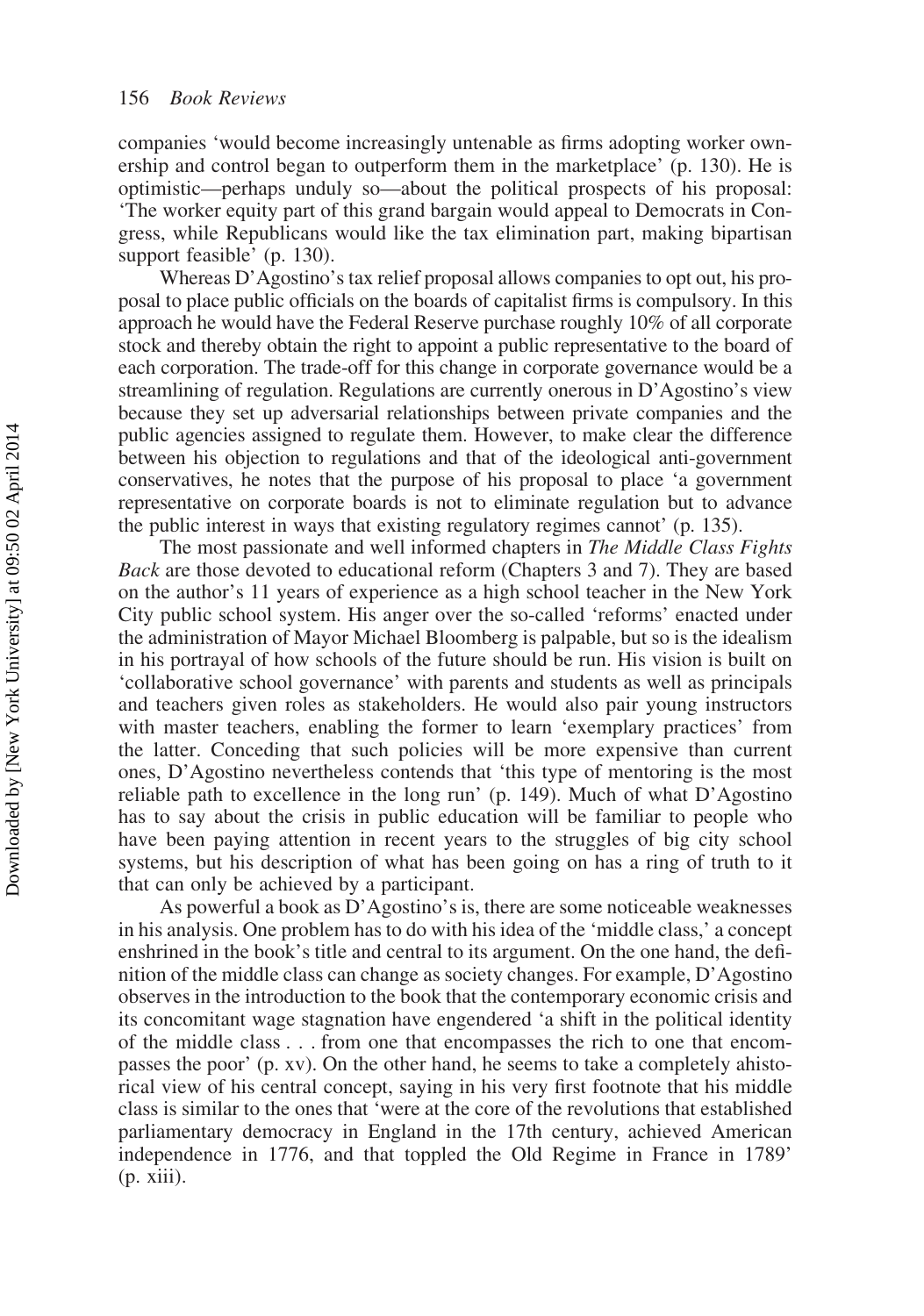companies 'would become increasingly untenable as firms adopting worker ownership and control began to outperform them in the marketplace' (p. 130). He is optimistic—perhaps unduly so—about the political prospects of his proposal: 'The worker equity part of this grand bargain would appeal to Democrats in Congress, while Republicans would like the tax elimination part, making bipartisan support feasible' (p. 130).

Whereas D'Agostino's tax relief proposal allows companies to opt out, his proposal to place public officials on the boards of capitalist firms is compulsory. In this approach he would have the Federal Reserve purchase roughly 10% of all corporate stock and thereby obtain the right to appoint a public representative to the board of each corporation. The trade-off for this change in corporate governance would be a streamlining of regulation. Regulations are currently onerous in D'Agostino's view because they set up adversarial relationships between private companies and the public agencies assigned to regulate them. However, to make clear the difference between his objection to regulations and that of the ideological anti-government conservatives, he notes that the purpose of his proposal to place 'a government representative on corporate boards is not to eliminate regulation but to advance the public interest in ways that existing regulatory regimes cannot' (p. 135).

The most passionate and well informed chapters in *The Middle Class Fights Back* are those devoted to educational reform (Chapters 3 and 7). They are based on the author's 11 years of experience as a high school teacher in the New York City public school system. His anger over the so-called 'reforms' enacted under the administration of Mayor Michael Bloomberg is palpable, but so is the idealism in his portrayal of how schools of the future should be run. His vision is built on 'collaborative school governance' with parents and students as well as principals and teachers given roles as stakeholders. He would also pair young instructors with master teachers, enabling the former to learn 'exemplary practices' from the latter. Conceding that such policies will be more expensive than current ones, D'Agostino nevertheless contends that 'this type of mentoring is the most reliable path to excellence in the long run' (p. 149). Much of what D'Agostino has to say about the crisis in public education will be familiar to people who have been paying attention in recent years to the struggles of big city school systems, but his description of what has been going on has a ring of truth to it that can only be achieved by a participant.

As powerful a book as D'Agostino's is, there are some noticeable weaknesses in his analysis. One problem has to do with his idea of the 'middle class,' a concept enshrined in the book's title and central to its argument. On the one hand, the definition of the middle class can change as society changes. For example, D'Agostino observes in the introduction to the book that the contemporary economic crisis and its concomitant wage stagnation have engendered 'a shift in the political identity of the middle class . . . from one that encompasses the rich to one that encompasses the poor' (p. xv). On the other hand, he seems to take a completely ahistorical view of his central concept, saying in his very first footnote that his middle class is similar to the ones that 'were at the core of the revolutions that established parliamentary democracy in England in the 17th century, achieved American independence in 1776, and that toppled the Old Regime in France in 1789' (p. xiii).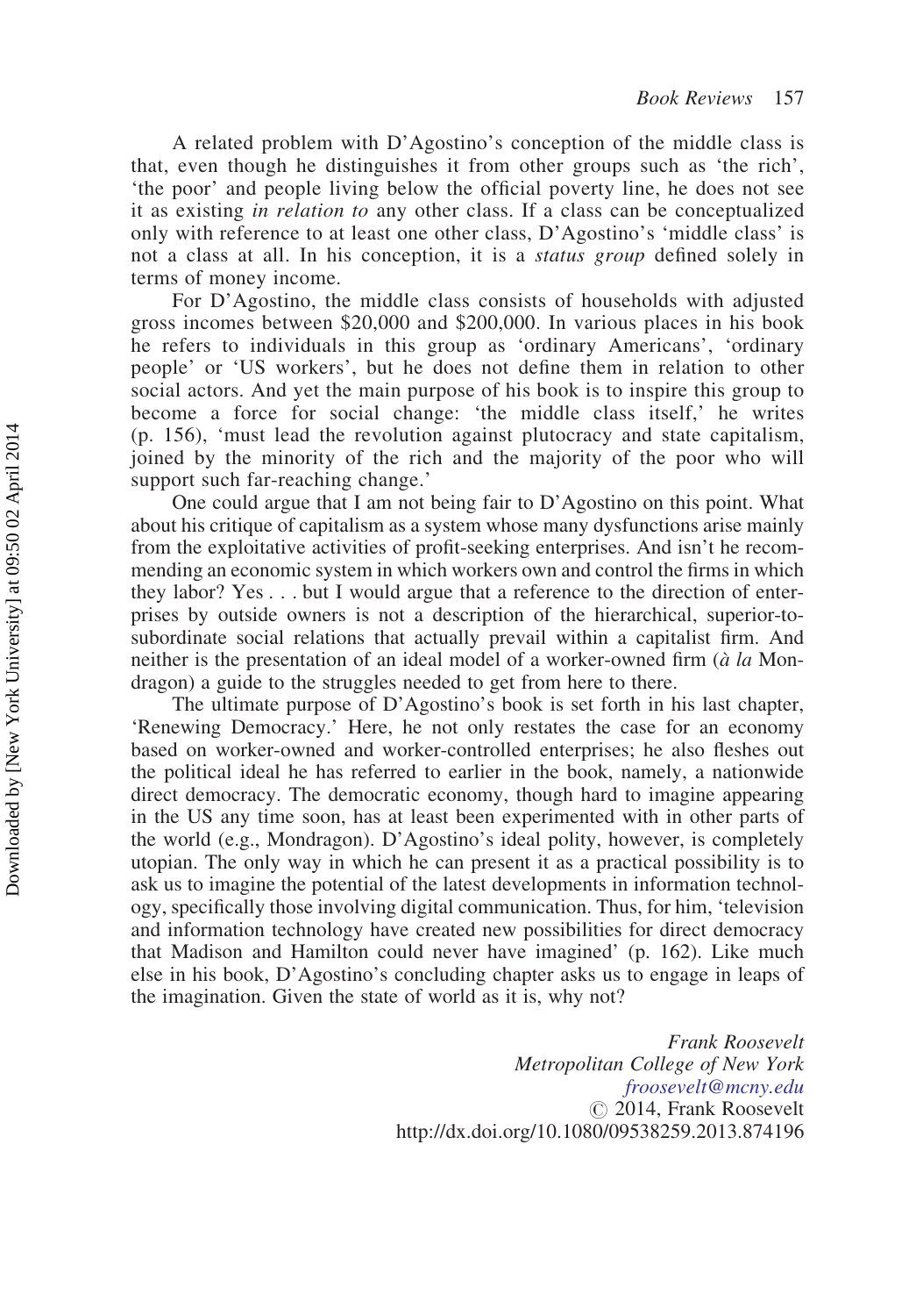A related problem with D'Agostino's conception of the middle class is that, even though he distinguishes it from other groups such as 'the rich', 'the poor' and people living below the official poverty line, he does not see it as existing *in relation to* any other class. If a class can be conceptualized only with reference to at least one other class, D'Agostino's 'middle class' is not a class at all. In his conception, it is a *status group* defined solely in terms of money income.

For D'Agostino, the middle class consists of households with adjusted gross incomes between $20,000 and $200,000. In various places in his book he refers to individuals in this group as 'ordinary Americans', 'ordinary people' or 'US workers', but he does not define them in relation to other social actors. And yet the main purpose of his book is to inspire this group to become a force for social change: 'the middle class itself,' he writes (p. 156), 'must lead the revolution against plutocracy and state capitalism, joined by the minority of the rich and the majority of the poor who will support such far-reaching change.'

One could argue that I am not being fair to D'Agostino on this point. What about his critique of capitalism as a system whose many dysfunctions arise mainly from the exploitative activities of profit-seeking enterprises. And isn't he recommending an economic system in which workers own and control the firms in which they labor? Yes . . . but I would argue that a reference to the direction of enterprises by outside owners is not a description of the hierarchical, superior-to-subordinate social relations that actually prevail within a capitalist firm. And neither is the presentation of an ideal model of a worker-owned firm (*à la* Mondragon) a guide to the struggles needed to get from here to there.

The ultimate purpose of D'Agostino's book is set forth in his last chapter, 'Renewing Democracy.' Here, he not only restates the case for an economy based on worker-owned and worker-controlled enterprises; he also fleshes out the political ideal he has referred to earlier in the book, namely, a nationwide direct democracy. The democratic economy, though hard to imagine appearing in the US any time soon, has at least been experimented with in other parts of the world (e.g., Mondragon). D'Agostino's ideal polity, however, is completely utopian. The only way in which he can present it as a practical possibility is to ask us to imagine the potential of the latest developments in information technology, specifically those involving digital communication. Thus, for him, 'television and information technology have created new possibilities for direct democracy that Madison and Hamilton could never have imagined' (p. 162). Like much else in his book, D'Agostino's concluding chapter asks us to engage in leaps of the imagination. Given the state of world as it is, why not?

*Frank Roosevelt*
*Metropolitan College of New York*
*froosevelt@mcny.edu*
© 2014, Frank Roosevelt
http://dx.doi.org/10.1080/09538259.2013.874196